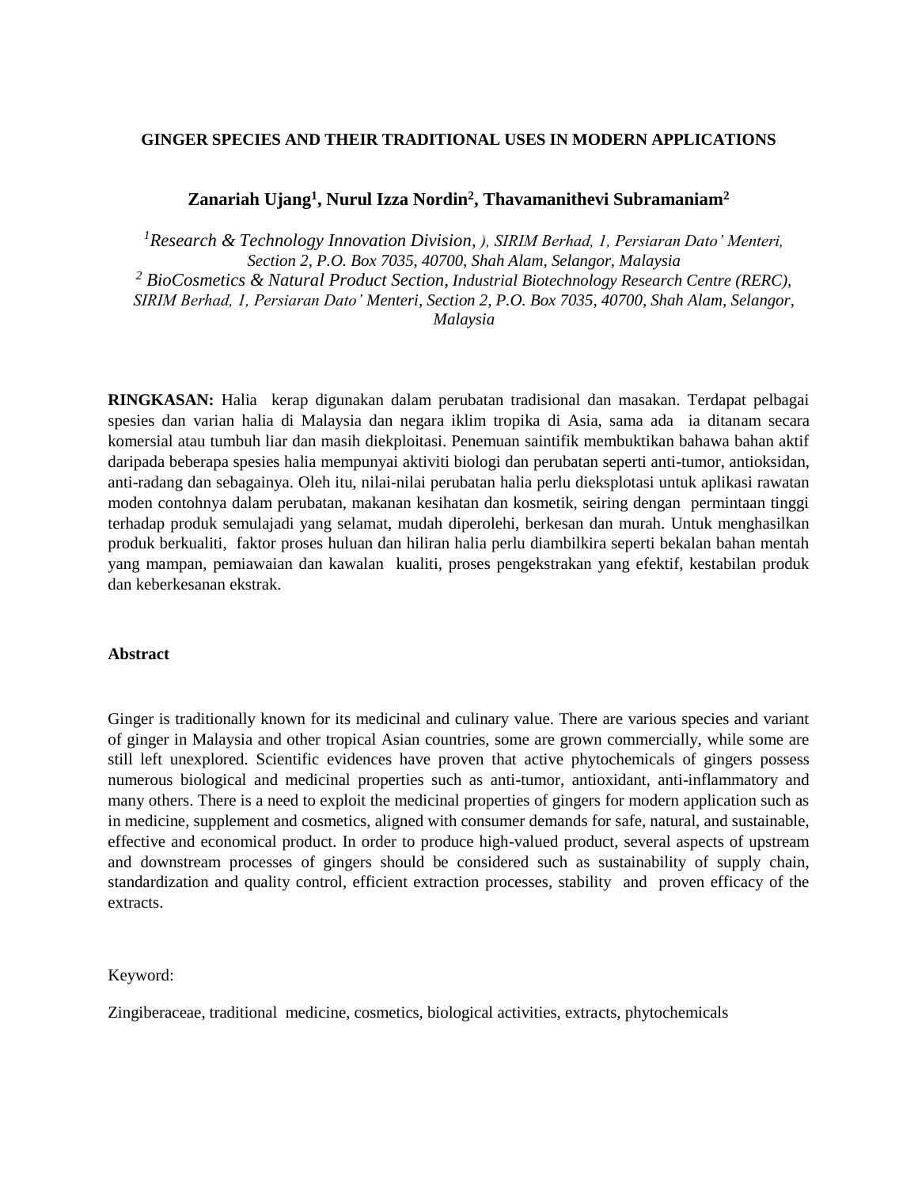# GINGER SPECIES AND THEIR TRADITIONAL USES IN MODERN APPLICATIONS

**Zanariah Ujang[1], Nurul Izza Nordin[2], Thavamanithevi Subramaniam[2]**

*[1]Research & Technology Innovation Division, ), SIRIM Berhad, 1, Persiaran Dato' Menteri, Section 2, P.O. Box 7035, 40700, Shah Alam, Selangor, Malaysia*
*[2] BioCosmetics & Natural Product Section, Industrial Biotechnology Research Centre (RERC), SIRIM Berhad, 1, Persiaran Dato' Menteri, Section 2, P.O. Box 7035, 40700, Shah Alam, Selangor, Malaysia*

**RINGKASAN:** Halia kerap digunakan dalam perubatan tradisional dan masakan. Terdapat pelbagai spesies dan varian halia di Malaysia dan negara iklim tropika di Asia, sama ada ia ditanam secara komersial atau tumbuh liar dan masih diekploitasi. Penemuan saintifik membuktikan bahawa bahan aktif daripada beberapa spesies halia mempunyai aktiviti biologi dan perubatan seperti anti-tumor, antioksidan, anti-radang dan sebagainya. Oleh itu, nilai-nilai perubatan halia perlu dieksplotasi untuk aplikasi rawatan moden contohnya dalam perubatan, makanan kesihatan dan kosmetik, seiring dengan permintaan tinggi terhadap produk semulajadi yang selamat, mudah diperolehi, berkesan dan murah. Untuk menghasilkan produk berkualiti, faktor proses huluan dan hiliran halia perlu diambilkira seperti bekalan bahan mentah yang mampan, pemiawaian dan kawalan kualiti, proses pengekstrakan yang efektif, kestabilan produk dan keberkesanan ekstrak.

**Abstract**

Ginger is traditionally known for its medicinal and culinary value. There are various species and variant of ginger in Malaysia and other tropical Asian countries, some are grown commercially, while some are still left unexplored. Scientific evidences have proven that active phytochemicals of gingers possess numerous biological and medicinal properties such as anti-tumor, antioxidant, anti-inflammatory and many others. There is a need to exploit the medicinal properties of gingers for modern application such as in medicine, supplement and cosmetics, aligned with consumer demands for safe, natural, and sustainable, effective and economical product. In order to produce high-valued product, several aspects of upstream and downstream processes of gingers should be considered such as sustainability of supply chain, standardization and quality control, efficient extraction processes, stability and proven efficacy of the extracts.

Keyword:

Zingiberaceae, traditional medicine, cosmetics, biological activities, extracts, phytochemicals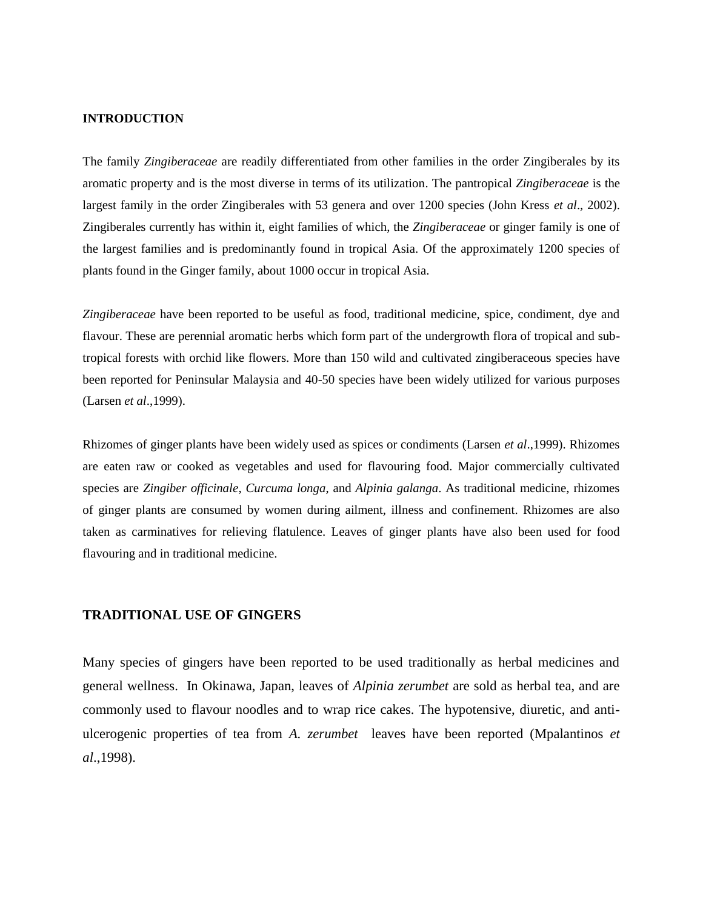## INTRODUCTION

The family *Zingiberaceae* are readily differentiated from other families in the order Zingiberales by its aromatic property and is the most diverse in terms of its utilization. The pantropical *Zingiberaceae* is the largest family in the order Zingiberales with 53 genera and over 1200 species (John Kress *et al*., 2002). Zingiberales currently has within it, eight families of which, the *Zingiberaceae* or ginger family is one of the largest families and is predominantly found in tropical Asia. Of the approximately 1200 species of plants found in the Ginger family, about 1000 occur in tropical Asia.

*Zingiberaceae* have been reported to be useful as food, traditional medicine, spice, condiment, dye and flavour. These are perennial aromatic herbs which form part of the undergrowth flora of tropical and sub-tropical forests with orchid like flowers. More than 150 wild and cultivated zingiberaceous species have been reported for Peninsular Malaysia and 40-50 species have been widely utilized for various purposes (Larsen *et al*.,1999).

Rhizomes of ginger plants have been widely used as spices or condiments (Larsen *et al*.,1999). Rhizomes are eaten raw or cooked as vegetables and used for flavouring food. Major commercially cultivated species are *Zingiber officinale, Curcuma longa,* and *Alpinia galanga*. As traditional medicine, rhizomes of ginger plants are consumed by women during ailment, illness and confinement. Rhizomes are also taken as carminatives for relieving flatulence. Leaves of ginger plants have also been used for food flavouring and in traditional medicine.

## TRADITIONAL USE OF GINGERS

Many species of gingers have been reported to be used traditionally as herbal medicines and general wellness. In Okinawa, Japan, leaves of *Alpinia zerumbet* are sold as herbal tea, and are commonly used to flavour noodles and to wrap rice cakes. The hypotensive, diuretic, and anti-ulcerogenic properties of tea from *A. zerumbet* leaves have been reported (Mpalantinos *et al*.,1998).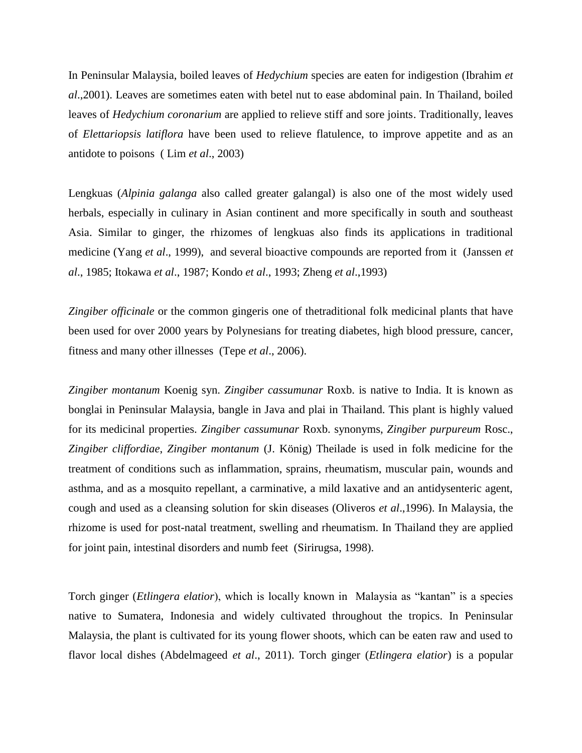In Peninsular Malaysia, boiled leaves of *Hedychium* species are eaten for indigestion (Ibrahim *et al*.,2001). Leaves are sometimes eaten with betel nut to ease abdominal pain. In Thailand, boiled leaves of *Hedychium coronarium* are applied to relieve stiff and sore joints. Traditionally, leaves of *Elettariopsis latiflora* have been used to relieve flatulence, to improve appetite and as an antidote to poisons ( Lim *et al*., 2003)

Lengkuas (*Alpinia galanga* also called greater galangal) is also one of the most widely used herbals, especially in culinary in Asian continent and more specifically in south and southeast Asia. Similar to ginger, the rhizomes of lengkuas also finds its applications in traditional medicine (Yang *et al*., 1999), and several bioactive compounds are reported from it (Janssen *et al*., 1985; Itokawa *et al*., 1987; Kondo *et al*., 1993; Zheng *et al*.,1993)

*Zingiber officinale* or the common gingeris one of thetraditional folk medicinal plants that have been used for over 2000 years by Polynesians for treating diabetes, high blood pressure, cancer, fitness and many other illnesses (Tepe *et al*., 2006).

*Zingiber montanum* Koenig syn. *Zingiber cassumunar* Roxb. is native to India. It is known as bonglai in Peninsular Malaysia, bangle in Java and plai in Thailand. This plant is highly valued for its medicinal properties. *Zingiber cassumunar* Roxb. synonyms, *Zingiber purpureum* Rosc., *Zingiber cliffordiae*, *Zingiber montanum* (J. König) Theilade is used in folk medicine for the treatment of conditions such as inflammation, sprains, rheumatism, muscular pain, wounds and asthma, and as a mosquito repellant, a carminative, a mild laxative and an antidysenteric agent, cough and used as a cleansing solution for skin diseases (Oliveros *et al*.,1996). In Malaysia, the rhizome is used for post-natal treatment, swelling and rheumatism. In Thailand they are applied for joint pain, intestinal disorders and numb feet (Sirirugsa, 1998).

Torch ginger (*Etlingera elatior*), which is locally known in Malaysia as "kantan" is a species native to Sumatera, Indonesia and widely cultivated throughout the tropics. In Peninsular Malaysia, the plant is cultivated for its young flower shoots, which can be eaten raw and used to flavor local dishes (Abdelmageed *et al*., 2011). Torch ginger (*Etlingera elatior*) is a popular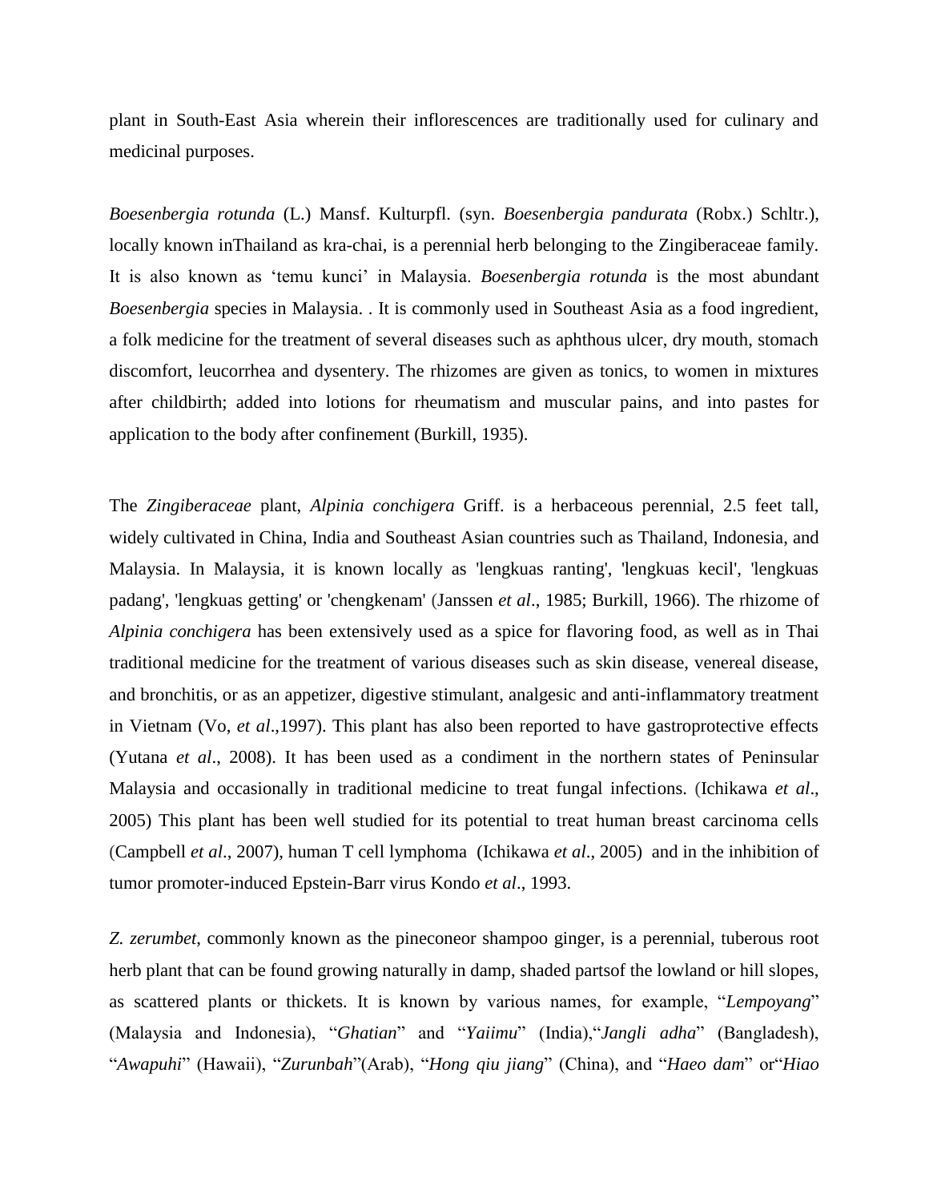plant in South-East Asia wherein their inflorescences are traditionally used for culinary and medicinal purposes.

*Boesenbergia rotunda* (L.) Mansf. Kulturpfl. (syn. *Boesenbergia pandurata* (Robx.) Schltr.), locally known inThailand as kra-chai, is a perennial herb belonging to the Zingiberaceae family. It is also known as 'temu kunci' in Malaysia. *Boesenbergia rotunda* is the most abundant *Boesenbergia* species in Malaysia. . It is commonly used in Southeast Asia as a food ingredient, a folk medicine for the treatment of several diseases such as aphthous ulcer, dry mouth, stomach discomfort, leucorrhea and dysentery. The rhizomes are given as tonics, to women in mixtures after childbirth; added into lotions for rheumatism and muscular pains, and into pastes for application to the body after confinement (Burkill, 1935).

The *Zingiberaceae* plant, *Alpinia conchigera* Griff. is a herbaceous perennial, 2.5 feet tall, widely cultivated in China, India and Southeast Asian countries such as Thailand, Indonesia, and Malaysia. In Malaysia, it is known locally as 'lengkuas ranting', 'lengkuas kecil', 'lengkuas padang', 'lengkuas getting' or 'chengkenam' (Janssen *et al*., 1985; Burkill, 1966). The rhizome of *Alpinia conchigera* has been extensively used as a spice for flavoring food, as well as in Thai traditional medicine for the treatment of various diseases such as skin disease, venereal disease, and bronchitis, or as an appetizer, digestive stimulant, analgesic and anti-inflammatory treatment in Vietnam (Vo, *et al*.,1997). This plant has also been reported to have gastroprotective effects (Yutana *et al*., 2008). It has been used as a condiment in the northern states of Peninsular Malaysia and occasionally in traditional medicine to treat fungal infections. (Ichikawa *et al*., 2005) This plant has been well studied for its potential to treat human breast carcinoma cells (Campbell *et al*., 2007), human T cell lymphoma (Ichikawa *et al*., 2005) and in the inhibition of tumor promoter-induced Epstein-Barr virus Kondo *et al*., 1993.

*Z. zerumbet*, commonly known as the pineconeor shampoo ginger, is a perennial, tuberous root herb plant that can be found growing naturally in damp, shaded partsof the lowland or hill slopes, as scattered plants or thickets. It is known by various names, for example, "*Lempoyang*" (Malaysia and Indonesia), "*Ghatian*" and "*Yaiimu*" (India),"*Jangli adha*" (Bangladesh), "*Awapuhi*" (Hawaii), "*Zurunbah*"(Arab), "*Hong qiu jiang*" (China), and "*Haeo dam*" or"*Hiao*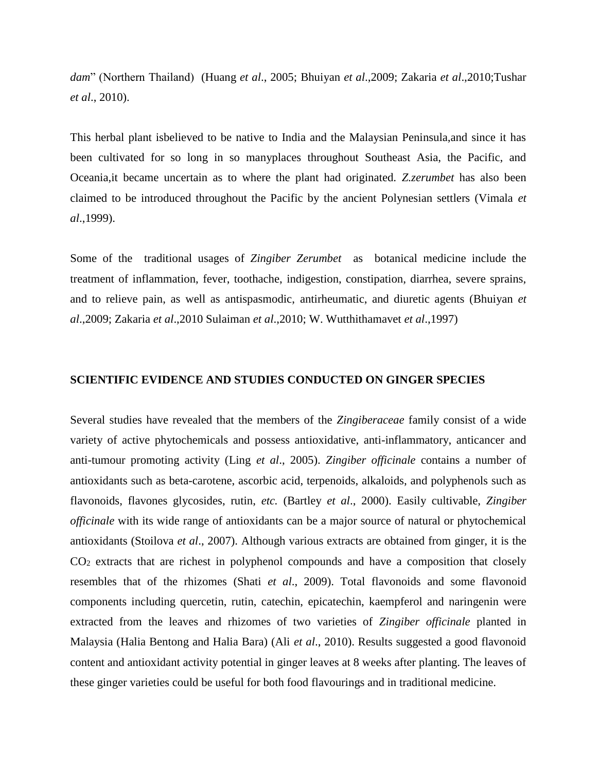*dam*" (Northern Thailand) (Huang *et al*., 2005; Bhuiyan *et al*.,2009; Zakaria *et al*.,2010;Tushar *et al*., 2010).

This herbal plant isbelieved to be native to India and the Malaysian Peninsula,and since it has been cultivated for so long in so manyplaces throughout Southeast Asia, the Pacific, and Oceania,it became uncertain as to where the plant had originated. *Z.zerumbet* has also been claimed to be introduced throughout the Pacific by the ancient Polynesian settlers (Vimala *et al*.,1999).

Some of the traditional usages of *Zingiber Zerumbet* as botanical medicine include the treatment of inflammation, fever, toothache, indigestion, constipation, diarrhea, severe sprains, and to relieve pain, as well as antispasmodic, antirheumatic, and diuretic agents (Bhuiyan *et al*.,2009; Zakaria *et al*.,2010 Sulaiman *et al*.,2010; W. Wutthithamavet *et al*.,1997)

## SCIENTIFIC EVIDENCE AND STUDIES CONDUCTED ON GINGER SPECIES

Several studies have revealed that the members of the *Zingiberaceae* family consist of a wide variety of active phytochemicals and possess antioxidative, anti-inflammatory, anticancer and anti-tumour promoting activity (Ling *et al*., 2005). *Zingiber officinale* contains a number of antioxidants such as beta-carotene, ascorbic acid, terpenoids, alkaloids, and polyphenols such as flavonoids, flavones glycosides, rutin, *etc.* (Bartley *et al*., 2000). Easily cultivable, *Zingiber officinale* with its wide range of antioxidants can be a major source of natural or phytochemical antioxidants (Stoilova *et al*., 2007). Although various extracts are obtained from ginger, it is the $CO_2$ extracts that are richest in polyphenol compounds and have a composition that closely resembles that of the rhizomes (Shati *et al*., 2009). Total flavonoids and some flavonoid components including quercetin, rutin, catechin, epicatechin, kaempferol and naringenin were extracted from the leaves and rhizomes of two varieties of *Zingiber officinale* planted in Malaysia (Halia Bentong and Halia Bara) (Ali *et al*., 2010). Results suggested a good flavonoid content and antioxidant activity potential in ginger leaves at 8 weeks after planting. The leaves of these ginger varieties could be useful for both food flavourings and in traditional medicine.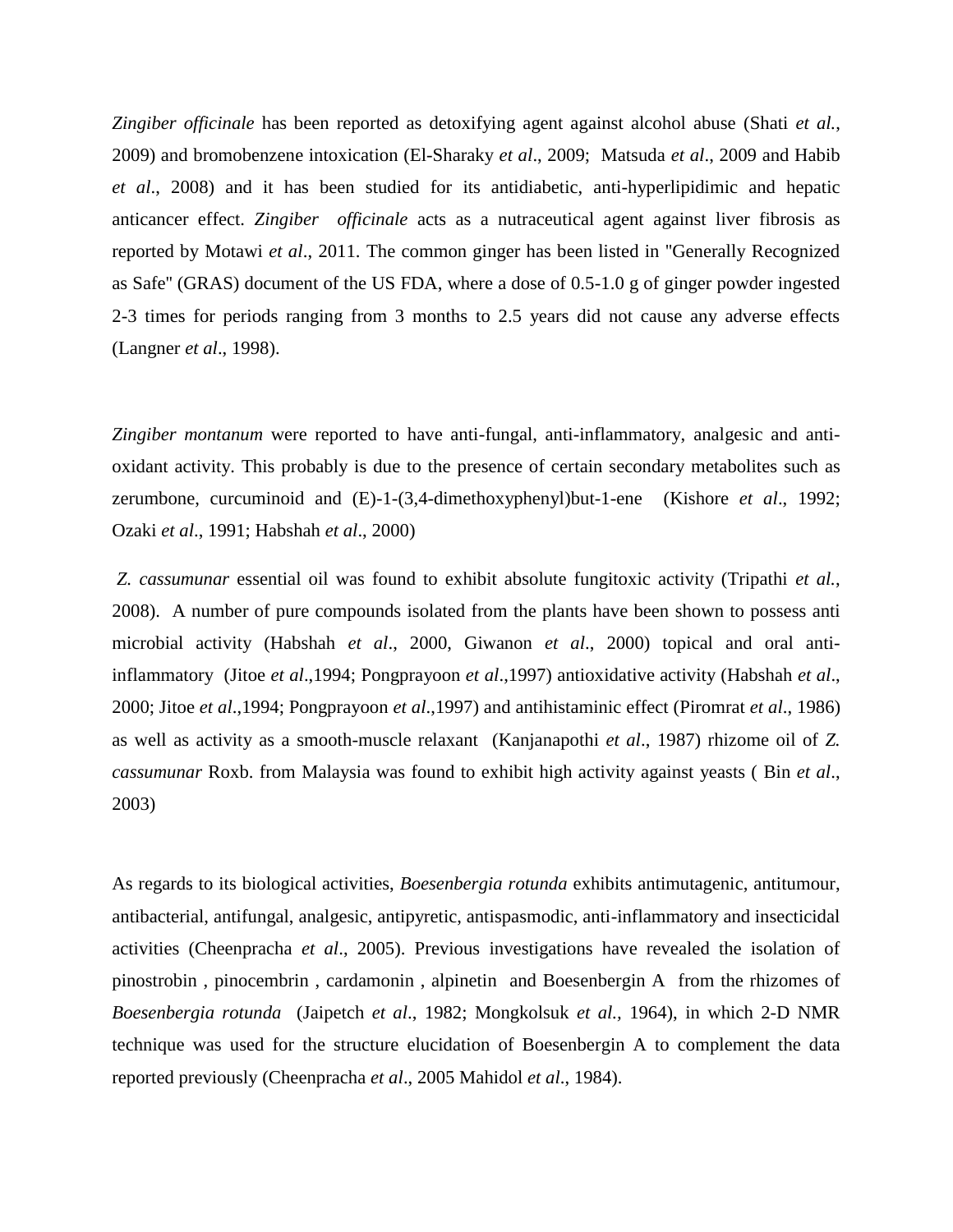*Zingiber officinale* has been reported as detoxifying agent against alcohol abuse (Shati *et al.*, 2009) and bromobenzene intoxication (El-Sharaky *et al*., 2009; Matsuda *et al*., 2009 and Habib *et al*., 2008) and it has been studied for its antidiabetic, anti-hyperlipidimic and hepatic anticancer effect. *Zingiber officinale* acts as a nutraceutical agent against liver fibrosis as reported by Motawi *et al*., 2011. The common ginger has been listed in "Generally Recognized as Safe" (GRAS) document of the US FDA, where a dose of 0.5-1.0 g of ginger powder ingested 2-3 times for periods ranging from 3 months to 2.5 years did not cause any adverse effects (Langner *et al*., 1998).

*Zingiber montanum* were reported to have anti-fungal, anti-inflammatory, analgesic and anti-oxidant activity. This probably is due to the presence of certain secondary metabolites such as zerumbone, curcuminoid and (E)-1-(3,4-dimethoxyphenyl)but-1-ene (Kishore *et al*., 1992; Ozaki *et al*., 1991; Habshah *et al*., 2000)

*Z. cassumunar* essential oil was found to exhibit absolute fungitoxic activity (Tripathi *et al.*, 2008). A number of pure compounds isolated from the plants have been shown to possess anti microbial activity (Habshah *et al*., 2000, Giwanon *et al*., 2000) topical and oral anti-inflammatory (Jitoe *et al*.,1994; Pongprayoon *et al*.,1997) antioxidative activity (Habshah *et al*., 2000; Jitoe *et al*.,1994; Pongprayoon *et al*.,1997) and antihistaminic effect (Piromrat *et al*., 1986) as well as activity as a smooth-muscle relaxant (Kanjanapothi *et al*., 1987) rhizome oil of *Z. cassumunar* Roxb. from Malaysia was found to exhibit high activity against yeasts ( Bin *et al*., 2003)

As regards to its biological activities, *Boesenbergia rotunda* exhibits antimutagenic, antitumour, antibacterial, antifungal, analgesic, antipyretic, antispasmodic, anti-inflammatory and insecticidal activities (Cheenpracha *et al*., 2005). Previous investigations have revealed the isolation of pinostrobin , pinocembrin , cardamonin , alpinetin and Boesenbergin A from the rhizomes of *Boesenbergia rotunda* (Jaipetch *et al*., 1982; Mongkolsuk *et al.*, 1964), in which 2-D NMR technique was used for the structure elucidation of Boesenbergin A to complement the data reported previously (Cheenpracha *et al*., 2005 Mahidol *et al*., 1984).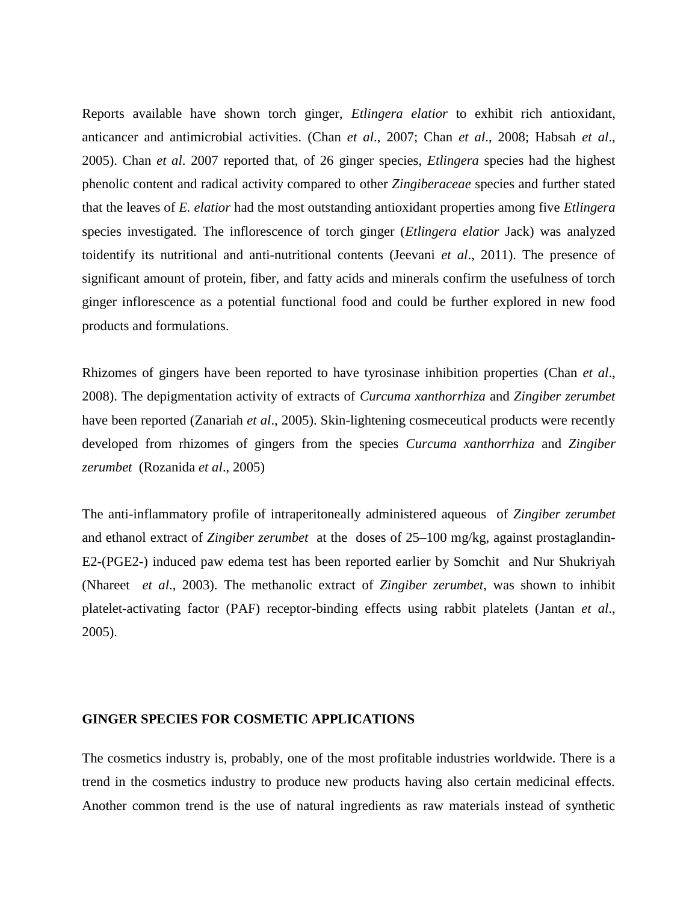Reports available have shown torch ginger, *Etlingera elatior* to exhibit rich antioxidant, anticancer and antimicrobial activities. (Chan *et al*., 2007; Chan *et al*., 2008; Habsah *et al*., 2005). Chan *et al*. 2007 reported that, of 26 ginger species, *Etlingera* species had the highest phenolic content and radical activity compared to other *Zingiberaceae* species and further stated that the leaves of *E. elatior* had the most outstanding antioxidant properties among five *Etlingera* species investigated. The inflorescence of torch ginger (*Etlingera elatior* Jack) was analyzed toidentify its nutritional and anti-nutritional contents (Jeevani *et al*., 2011). The presence of significant amount of protein, fiber, and fatty acids and minerals confirm the usefulness of torch ginger inflorescence as a potential functional food and could be further explored in new food products and formulations.

Rhizomes of gingers have been reported to have tyrosinase inhibition properties (Chan *et al*., 2008). The depigmentation activity of extracts of *Curcuma xanthorrhiza* and *Zingiber zerumbet* have been reported (Zanariah *et al*., 2005). Skin-lightening cosmeceutical products were recently developed from rhizomes of gingers from the species *Curcuma xanthorrhiza* and *Zingiber zerumbet* (Rozanida *et al*., 2005)

The anti-inflammatory profile of intraperitoneally administered aqueous of *Zingiber zerumbet* and ethanol extract of *Zingiber zerumbet* at the doses of 25–100 mg/kg, against prostaglandin-E2-(PGE2-) induced paw edema test has been reported earlier by Somchit and Nur Shukriyah (Nhareet *et al*., 2003). The methanolic extract of *Zingiber zerumbet*, was shown to inhibit platelet-activating factor (PAF) receptor-binding effects using rabbit platelets (Jantan *et al*., 2005).

## GINGER SPECIES FOR COSMETIC APPLICATIONS

The cosmetics industry is, probably, one of the most profitable industries worldwide. There is a trend in the cosmetics industry to produce new products having also certain medicinal effects. Another common trend is the use of natural ingredients as raw materials instead of synthetic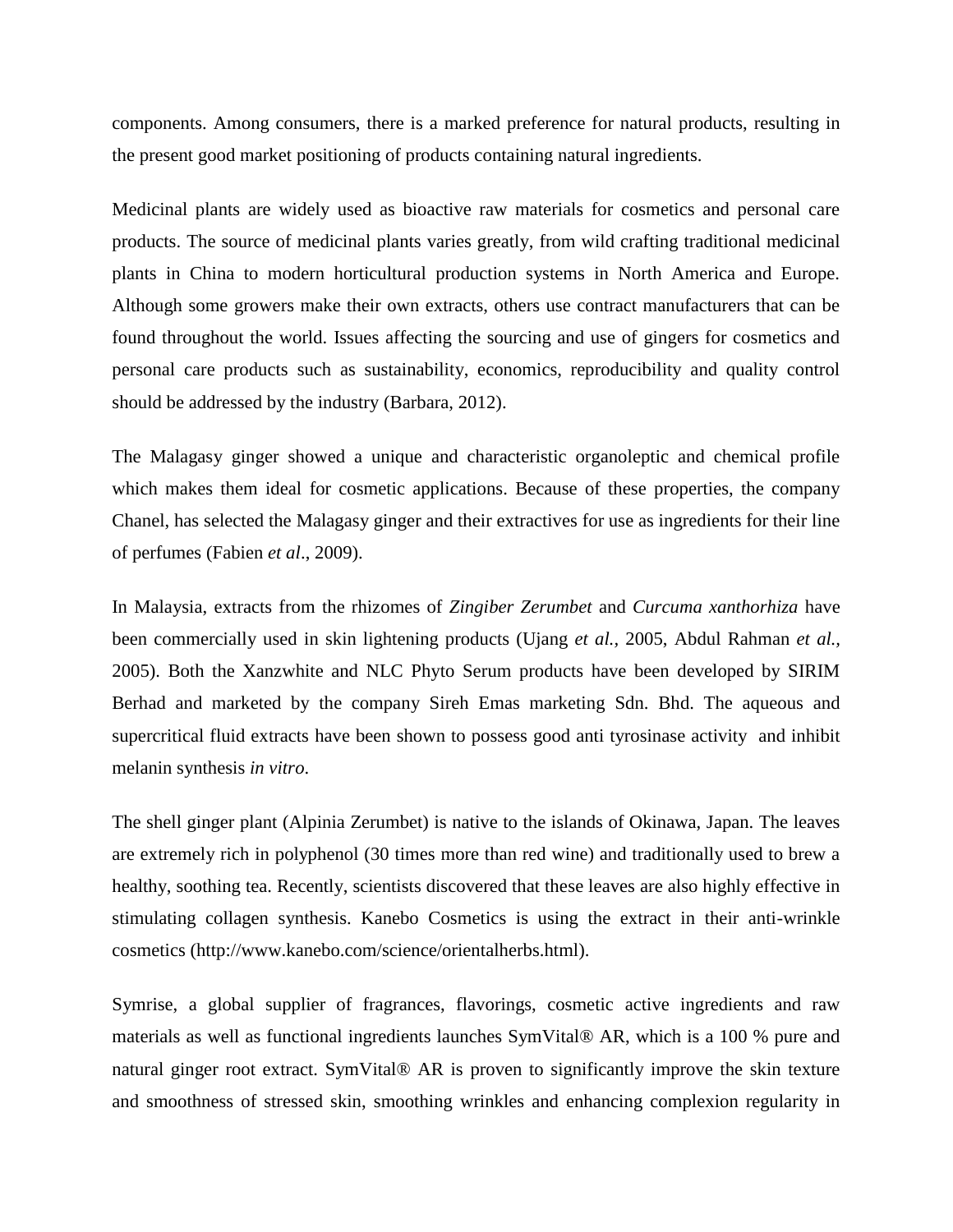components. Among consumers, there is a marked preference for natural products, resulting in the present good market positioning of products containing natural ingredients.

Medicinal plants are widely used as bioactive raw materials for cosmetics and personal care products. The source of medicinal plants varies greatly, from wild crafting traditional medicinal plants in China to modern horticultural production systems in North America and Europe. Although some growers make their own extracts, others use contract manufacturers that can be found throughout the world. Issues affecting the sourcing and use of gingers for cosmetics and personal care products such as sustainability, economics, reproducibility and quality control should be addressed by the industry (Barbara, 2012).

The Malagasy ginger showed a unique and characteristic organoleptic and chemical profile which makes them ideal for cosmetic applications. Because of these properties, the company Chanel, has selected the Malagasy ginger and their extractives for use as ingredients for their line of perfumes (Fabien *et al*., 2009).

In Malaysia, extracts from the rhizomes of *Zingiber Zerumbet* and *Curcuma xanthorhiza* have been commercially used in skin lightening products (Ujang *et al.*, 2005, Abdul Rahman *et al.*, 2005). Both the Xanzwhite and NLC Phyto Serum products have been developed by SIRIM Berhad and marketed by the company Sireh Emas marketing Sdn. Bhd. The aqueous and supercritical fluid extracts have been shown to possess good anti tyrosinase activity and inhibit melanin synthesis *in vitro*.

The shell ginger plant (Alpinia Zerumbet) is native to the islands of Okinawa, Japan. The leaves are extremely rich in polyphenol (30 times more than red wine) and traditionally used to brew a healthy, soothing tea. Recently, scientists discovered that these leaves are also highly effective in stimulating collagen synthesis. Kanebo Cosmetics is using the extract in their anti-wrinkle cosmetics (http://www.kanebo.com/science/orientalherbs.html).

Symrise, a global supplier of fragrances, flavorings, cosmetic active ingredients and raw materials as well as functional ingredients launches SymVital® AR, which is a 100 % pure and natural ginger root extract. SymVital® AR is proven to significantly improve the skin texture and smoothness of stressed skin, smoothing wrinkles and enhancing complexion regularity in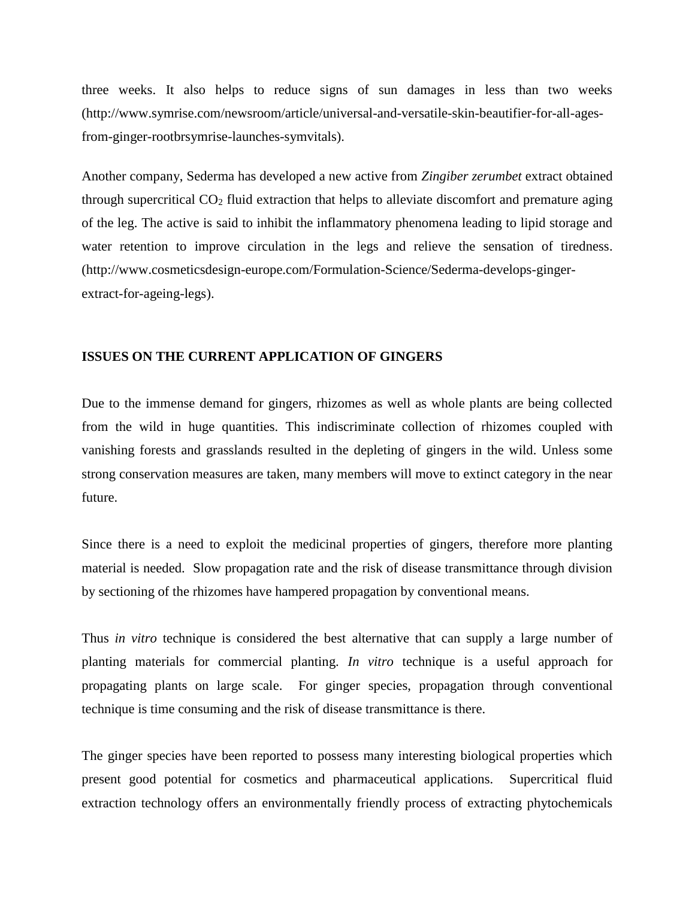three weeks. It also helps to reduce signs of sun damages in less than two weeks (http://www.symrise.com/newsroom/article/universal-and-versatile-skin-beautifier-for-all-ages-from-ginger-rootbrsymrise-launches-symvitals).

Another company, Sederma has developed a new active from *Zingiber zerumbet* extract obtained through supercritical $CO_2$ fluid extraction that helps to alleviate discomfort and premature aging of the leg. The active is said to inhibit the inflammatory phenomena leading to lipid storage and water retention to improve circulation in the legs and relieve the sensation of tiredness. (http://www.cosmeticsdesign-europe.com/Formulation-Science/Sederma-develops-ginger-extract-for-ageing-legs).

## ISSUES ON THE CURRENT APPLICATION OF GINGERS

Due to the immense demand for gingers, rhizomes as well as whole plants are being collected from the wild in huge quantities. This indiscriminate collection of rhizomes coupled with vanishing forests and grasslands resulted in the depleting of gingers in the wild. Unless some strong conservation measures are taken, many members will move to extinct category in the near future.

Since there is a need to exploit the medicinal properties of gingers, therefore more planting material is needed. Slow propagation rate and the risk of disease transmittance through division by sectioning of the rhizomes have hampered propagation by conventional means.

Thus *in vitro* technique is considered the best alternative that can supply a large number of planting materials for commercial planting. *In vitro* technique is a useful approach for propagating plants on large scale. For ginger species, propagation through conventional technique is time consuming and the risk of disease transmittance is there.

The ginger species have been reported to possess many interesting biological properties which present good potential for cosmetics and pharmaceutical applications. Supercritical fluid extraction technology offers an environmentally friendly process of extracting phytochemicals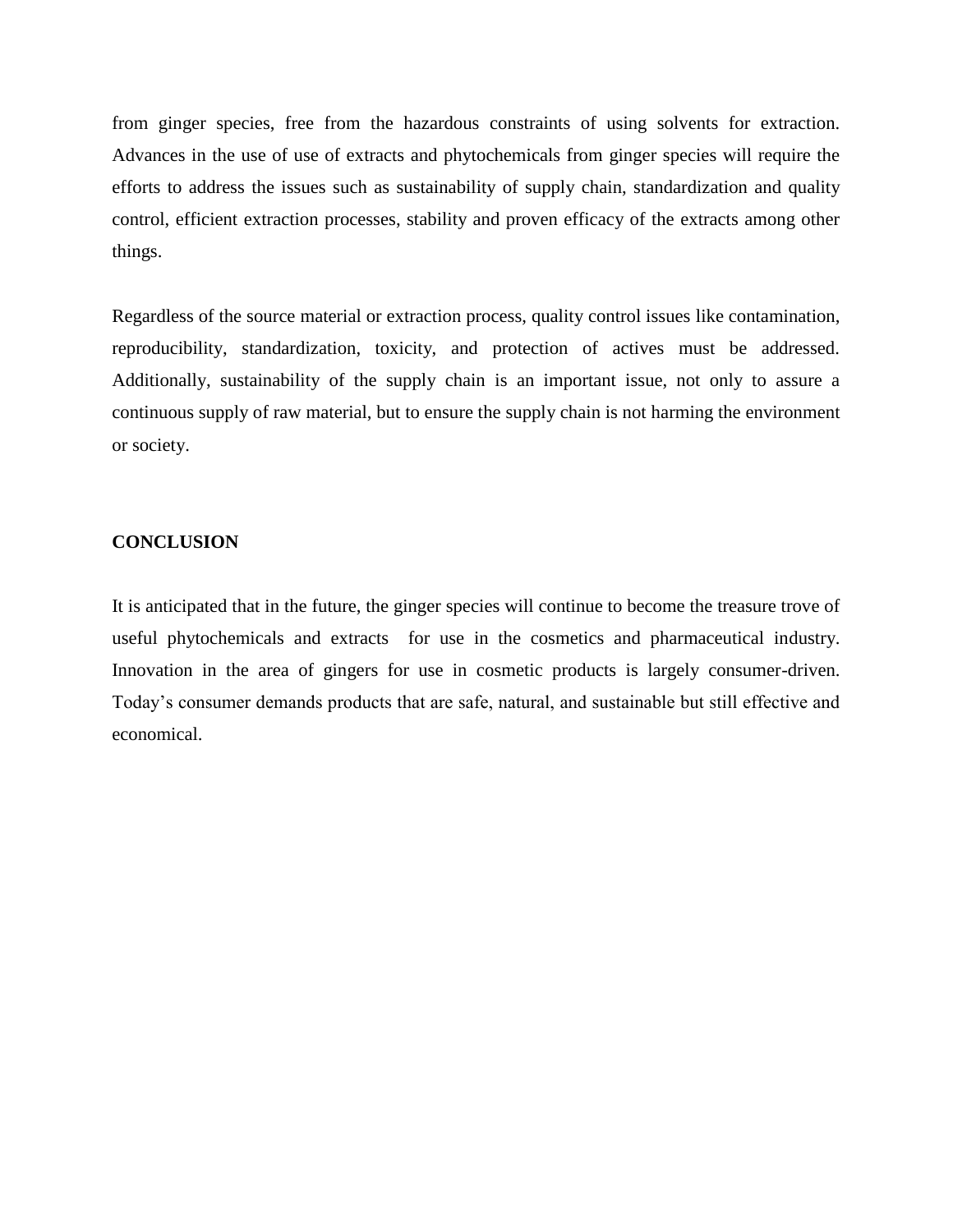from ginger species, free from the hazardous constraints of using solvents for extraction. Advances in the use of use of extracts and phytochemicals from ginger species will require the efforts to address the issues such as sustainability of supply chain, standardization and quality control, efficient extraction processes, stability and proven efficacy of the extracts among other things.

Regardless of the source material or extraction process, quality control issues like contamination, reproducibility, standardization, toxicity, and protection of actives must be addressed. Additionally, sustainability of the supply chain is an important issue, not only to assure a continuous supply of raw material, but to ensure the supply chain is not harming the environment or society.

## CONCLUSION

It is anticipated that in the future, the ginger species will continue to become the treasure trove of useful phytochemicals and extracts for use in the cosmetics and pharmaceutical industry. Innovation in the area of gingers for use in cosmetic products is largely consumer-driven. Today's consumer demands products that are safe, natural, and sustainable but still effective and economical.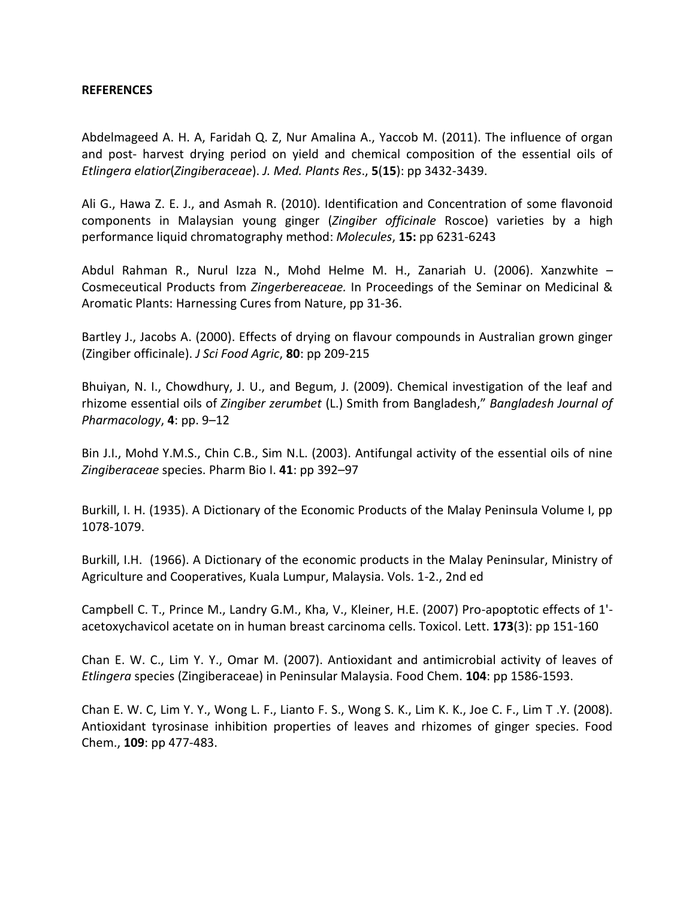**REFERENCES**

Abdelmageed A. H. A, Faridah Q. Z, Nur Amalina A., Yaccob M. (2011). The influence of organ and post- harvest drying period on yield and chemical composition of the essential oils of *Etlingera elatior*(*Zingiberaceae*). *J. Med. Plants Res*., **5**(**15**): pp 3432-3439.

Ali G., Hawa Z. E. J., and Asmah R. (2010). Identification and Concentration of some flavonoid components in Malaysian young ginger (*Zingiber officinale* Roscoe) varieties by a high performance liquid chromatography method: *Molecules*, **15:** pp 6231-6243

Abdul Rahman R., Nurul Izza N., Mohd Helme M. H., Zanariah U. (2006). Xanzwhite – Cosmeceutical Products from *Zingerbereaceae.* In Proceedings of the Seminar on Medicinal & Aromatic Plants: Harnessing Cures from Nature, pp 31-36.

Bartley J., Jacobs A. (2000). Effects of drying on flavour compounds in Australian grown ginger (Zingiber officinale). *J Sci Food Agric*, **80**: pp 209-215

Bhuiyan, N. I., Chowdhury, J. U., and Begum, J. (2009). Chemical investigation of the leaf and rhizome essential oils of *Zingiber zerumbet* (L.) Smith from Bangladesh," *Bangladesh Journal of Pharmacology*, **4**: pp. 9–12

Bin J.I., Mohd Y.M.S., Chin C.B., Sim N.L. (2003). Antifungal activity of the essential oils of nine *Zingiberaceae* species. Pharm Bio I. **41**: pp 392–97

Burkill, I. H. (1935). A Dictionary of the Economic Products of the Malay Peninsula Volume I, pp 1078-1079.

Burkill, I.H. (1966). A Dictionary of the economic products in the Malay Peninsular, Ministry of Agriculture and Cooperatives, Kuala Lumpur, Malaysia. Vols. 1-2., 2nd ed

Campbell C. T., Prince M., Landry G.M., Kha, V., Kleiner, H.E. (2007) Pro-apoptotic effects of 1'-acetoxychavicol acetate on in human breast carcinoma cells. Toxicol. Lett. **173**(3): pp 151-160

Chan E. W. C., Lim Y. Y., Omar M. (2007). Antioxidant and antimicrobial activity of leaves of *Etlingera* species (Zingiberaceae) in Peninsular Malaysia. Food Chem. **104**: pp 1586-1593.

Chan E. W. C, Lim Y. Y., Wong L. F., Lianto F. S., Wong S. K., Lim K. K., Joe C. F., Lim T .Y. (2008). Antioxidant tyrosinase inhibition properties of leaves and rhizomes of ginger species. Food Chem., **109**: pp 477-483.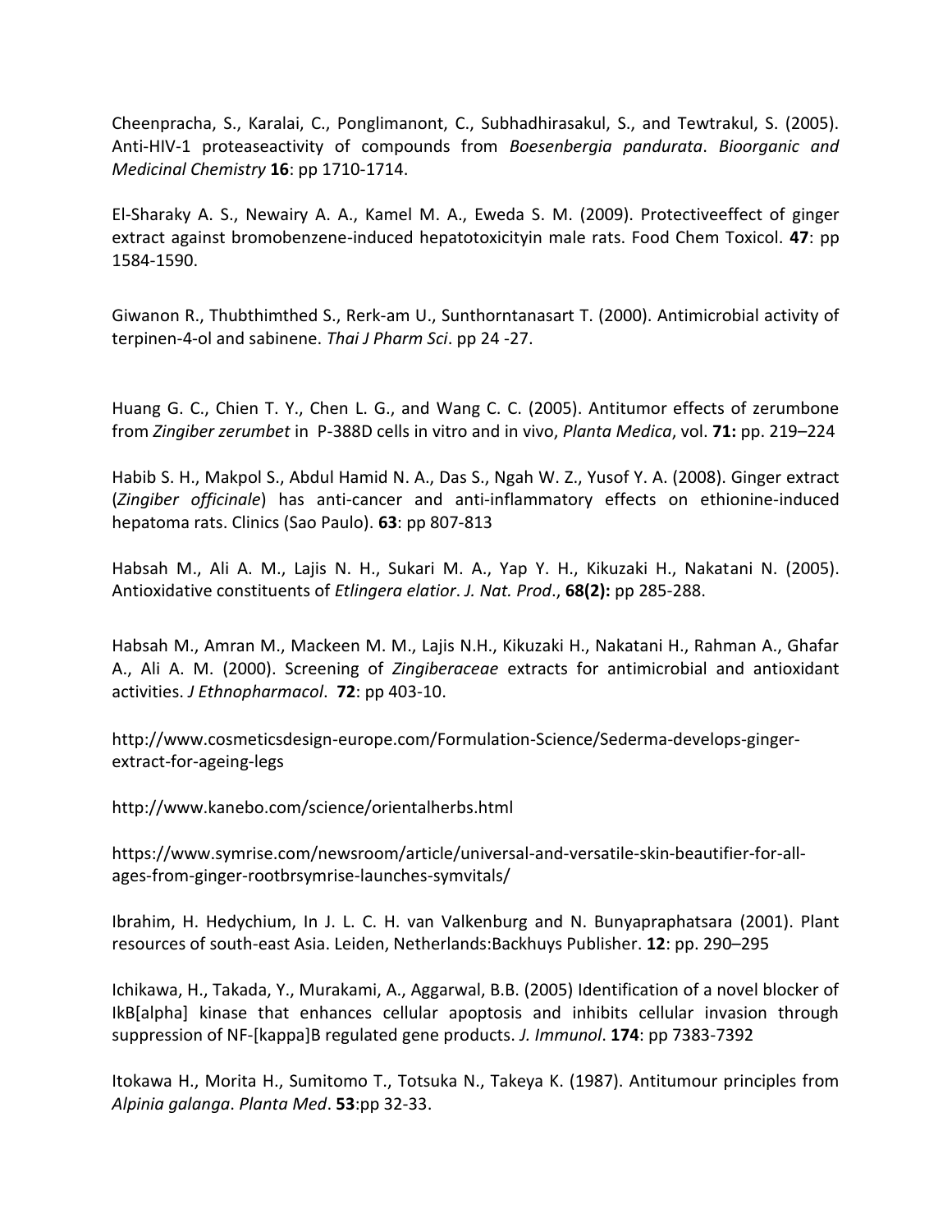Cheenpracha, S., Karalai, C., Ponglimanont, C., Subhadhirasakul, S., and Tewtrakul, S. (2005). Anti-HIV-1 proteaseactivity of compounds from *Boesenbergia pandurata*. *Bioorganic and Medicinal Chemistry* **16**: pp 1710-1714.

El-Sharaky A. S., Newairy A. A., Kamel M. A., Eweda S. M. (2009). Protectiveeffect of ginger extract against bromobenzene-induced hepatotoxicityin male rats. Food Chem Toxicol. **47**: pp 1584-1590.

Giwanon R., Thubthimthed S., Rerk-am U., Sunthorntanasart T. (2000). Antimicrobial activity of terpinen-4-ol and sabinene. *Thai J Pharm Sci*. pp 24 -27.

Huang G. C., Chien T. Y., Chen L. G., and Wang C. C. (2005). Antitumor effects of zerumbone from *Zingiber zerumbet* in P-388D cells in vitro and in vivo, *Planta Medica*, vol. **71:** pp. 219–224

Habib S. H., Makpol S., Abdul Hamid N. A., Das S., Ngah W. Z., Yusof Y. A. (2008). Ginger extract (*Zingiber officinale*) has anti-cancer and anti-inflammatory effects on ethionine-induced hepatoma rats. Clinics (Sao Paulo). **63**: pp 807-813

Habsah M., Ali A. M., Lajis N. H., Sukari M. A., Yap Y. H., Kikuzaki H., Nakatani N. (2005). Antioxidative constituents of *Etlingera elatior*. *J. Nat. Prod*., **68(2):** pp 285-288.

Habsah M., Amran M., Mackeen M. M., Lajis N.H., Kikuzaki H., Nakatani H., Rahman A., Ghafar A., Ali A. M. (2000). Screening of *Zingiberaceae* extracts for antimicrobial and antioxidant activities. *J Ethnopharmacol*. **72**: pp 403-10.

http://www.cosmeticsdesign-europe.com/Formulation-Science/Sederma-develops-ginger-extract-for-ageing-legs

http://www.kanebo.com/science/orientalherbs.html

https://www.symrise.com/newsroom/article/universal-and-versatile-skin-beautifier-for-all-ages-from-ginger-rootbrsymrise-launches-symvitals/

Ibrahim, H. Hedychium, In J. L. C. H. van Valkenburg and N. Bunyapraphatsara (2001). Plant resources of south-east Asia. Leiden, Netherlands:Backhuys Publisher. **12**: pp. 290–295

Ichikawa, H., Takada, Y., Murakami, A., Aggarwal, B.B. (2005) Identification of a novel blocker of IkB[alpha] kinase that enhances cellular apoptosis and inhibits cellular invasion through suppression of NF-[kappa]B regulated gene products. *J. Immunol*. **174**: pp 7383-7392

Itokawa H., Morita H., Sumitomo T., Totsuka N., Takeya K. (1987). Antitumour principles from *Alpinia galanga*. *Planta Med*. **53**:pp 32-33.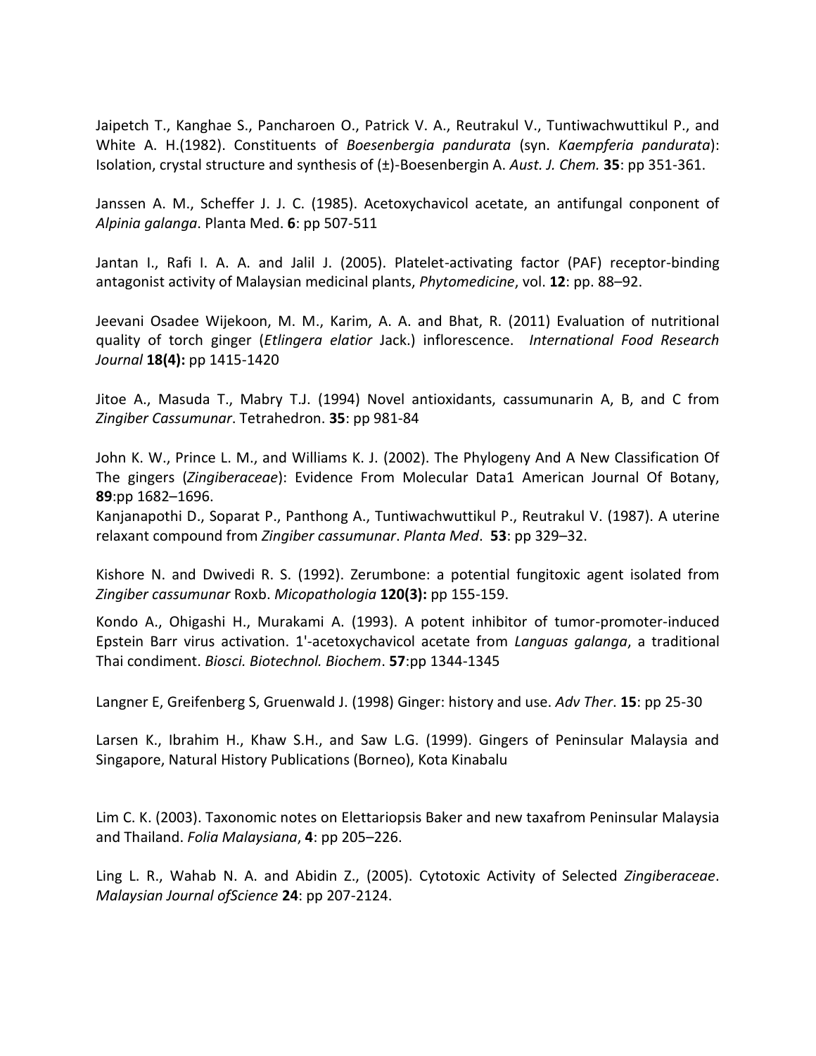Jaipetch T., Kanghae S., Pancharoen O., Patrick V. A., Reutrakul V., Tuntiwachwuttikul P., and White A. H.(1982). Constituents of *Boesenbergia pandurata* (syn. *Kaempferia pandurata*): Isolation, crystal structure and synthesis of (±)-Boesenbergin A. *Aust. J. Chem.* **35**: pp 351-361.

Janssen A. M., Scheffer J. J. C. (1985). Acetoxychavicol acetate, an antifungal conponent of *Alpinia galanga*. Planta Med. **6**: pp 507-511

Jantan I., Rafi I. A. A. and Jalil J. (2005). Platelet-activating factor (PAF) receptor-binding antagonist activity of Malaysian medicinal plants, *Phytomedicine*, vol. **12**: pp. 88–92.

Jeevani Osadee Wijekoon, M. M., Karim, A. A. and Bhat, R. (2011) Evaluation of nutritional quality of torch ginger (*Etlingera elatior* Jack.) inflorescence. *International Food Research Journal* **18(4):** pp 1415-1420

Jitoe A., Masuda T., Mabry T.J. (1994) Novel antioxidants, cassumunarin A, B, and C from *Zingiber Cassumunar*. Tetrahedron. **35**: pp 981-84

John K. W., Prince L. M., and Williams K. J. (2002). The Phylogeny And A New Classification Of The gingers (*Zingiberaceae*): Evidence From Molecular Data1 American Journal Of Botany, **89**:pp 1682–1696.

Kanjanapothi D., Soparat P., Panthong A., Tuntiwachwuttikul P., Reutrakul V. (1987). A uterine relaxant compound from *Zingiber cassumunar*. *Planta Med*. **53**: pp 329–32.

Kishore N. and Dwivedi R. S. (1992). Zerumbone: a potential fungitoxic agent isolated from *Zingiber cassumunar* Roxb. *Micopathologia* **120(3):** pp 155-159.

Kondo A., Ohigashi H., Murakami A. (1993). A potent inhibitor of tumor-promoter-induced Epstein Barr virus activation. 1'-acetoxychavicol acetate from *Languas galanga*, a traditional Thai condiment. *Biosci. Biotechnol. Biochem*. **57**:pp 1344-1345

Langner E, Greifenberg S, Gruenwald J. (1998) Ginger: history and use. *Adv Ther*. **15**: pp 25-30

Larsen K., Ibrahim H., Khaw S.H., and Saw L.G. (1999). Gingers of Peninsular Malaysia and Singapore, Natural History Publications (Borneo), Kota Kinabalu

Lim C. K. (2003). Taxonomic notes on Elettariopsis Baker and new taxafrom Peninsular Malaysia and Thailand. *Folia Malaysiana*, **4**: pp 205–226.

Ling L. R., Wahab N. A. and Abidin Z., (2005). Cytotoxic Activity of Selected *Zingiberaceae*. *Malaysian Journal ofScience* **24**: pp 207-2124.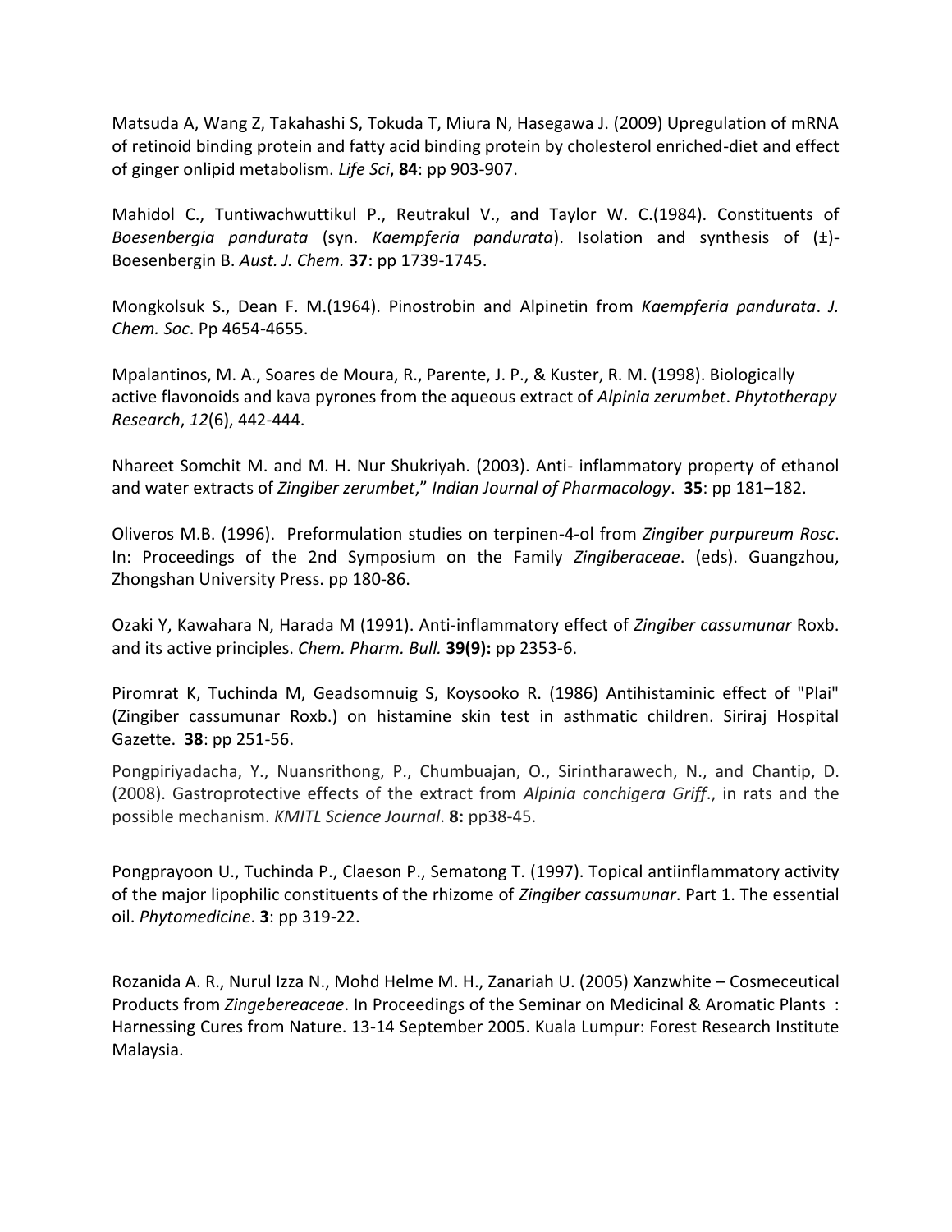Matsuda A, Wang Z, Takahashi S, Tokuda T, Miura N, Hasegawa J. (2009) Upregulation of mRNA of retinoid binding protein and fatty acid binding protein by cholesterol enriched-diet and effect of ginger onlipid metabolism. *Life Sci*, **84**: pp 903-907.

Mahidol C., Tuntiwachwuttikul P., Reutrakul V., and Taylor W. C.(1984). Constituents of *Boesenbergia pandurata* (syn. *Kaempferia pandurata*). Isolation and synthesis of (±)-Boesenbergin B. *Aust. J. Chem.* **37**: pp 1739-1745.

Mongkolsuk S., Dean F. M.(1964). Pinostrobin and Alpinetin from *Kaempferia pandurata*. *J. Chem. Soc*. Pp 4654-4655.

Mpalantinos, M. A., Soares de Moura, R., Parente, J. P., & Kuster, R. M. (1998). Biologically active flavonoids and kava pyrones from the aqueous extract of *Alpinia zerumbet*. *Phytotherapy Research*, *12*(6), 442-444.

Nhareet Somchit M. and M. H. Nur Shukriyah. (2003). Anti- inflammatory property of ethanol and water extracts of *Zingiber zerumbet*," *Indian Journal of Pharmacology*. **35**: pp 181–182.

Oliveros M.B. (1996). Preformulation studies on terpinen-4-ol from *Zingiber purpureum Rosc*. In: Proceedings of the 2nd Symposium on the Family *Zingiberaceae*. (eds). Guangzhou, Zhongshan University Press. pp 180-86.

Ozaki Y, Kawahara N, Harada M (1991). Anti-inflammatory effect of *Zingiber cassumunar* Roxb. and its active principles. *Chem. Pharm. Bull.* **39(9):** pp 2353-6.

Piromrat K, Tuchinda M, Geadsomnuig S, Koysooko R. (1986) Antihistaminic effect of "Plai" (Zingiber cassumunar Roxb.) on histamine skin test in asthmatic children. Siriraj Hospital Gazette. **38**: pp 251-56.

Pongpiriyadacha, Y., Nuansrithong, P., Chumbuajan, O., Sirintharawech, N., and Chantip, D. (2008). Gastroprotective effects of the extract from *Alpinia conchigera Griff*., in rats and the possible mechanism. *KMITL Science Journal*. **8:** pp38-45.

Pongprayoon U., Tuchinda P., Claeson P., Sematong T. (1997). Topical antiinflammatory activity of the major lipophilic constituents of the rhizome of *Zingiber cassumunar*. Part 1. The essential oil. *Phytomedicine*. **3**: pp 319-22.

Rozanida A. R., Nurul Izza N., Mohd Helme M. H., Zanariah U. (2005) Xanzwhite – Cosmeceutical Products from *Zingebereaceae*. In Proceedings of the Seminar on Medicinal & Aromatic Plants : Harnessing Cures from Nature. 13-14 September 2005. Kuala Lumpur: Forest Research Institute Malaysia.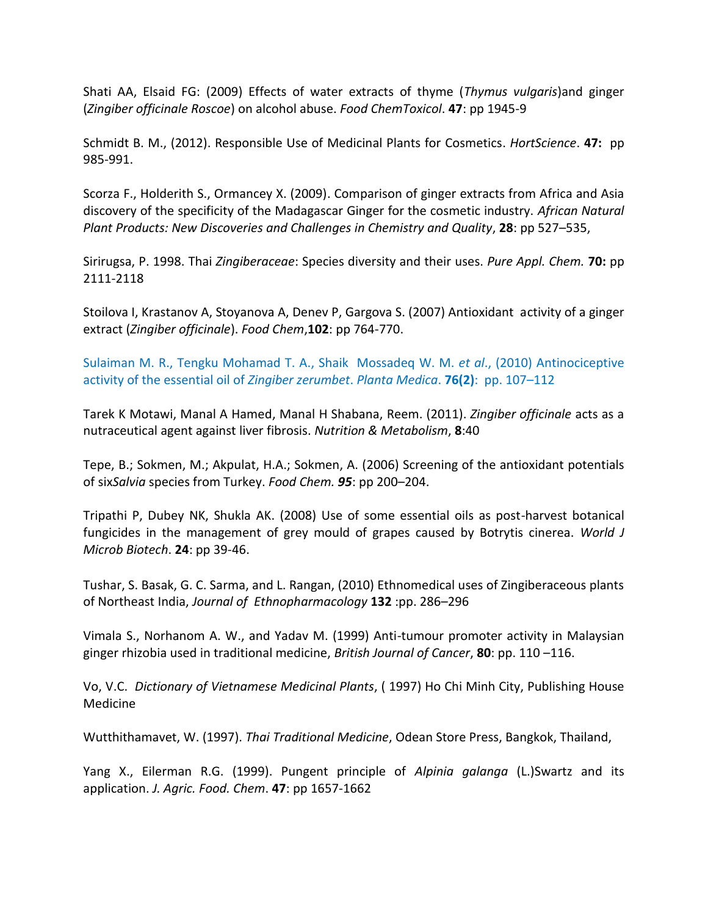Shati AA, Elsaid FG: (2009) Effects of water extracts of thyme (*Thymus vulgaris*)and ginger (*Zingiber officinale Roscoe*) on alcohol abuse. *Food ChemToxicol*. **47**: pp 1945-9

Schmidt B. M., (2012). Responsible Use of Medicinal Plants for Cosmetics. *HortScience*. **47:** pp 985-991.

Scorza F., Holderith S., Ormancey X. (2009). Comparison of ginger extracts from Africa and Asia discovery of the specificity of the Madagascar Ginger for the cosmetic industry. *African Natural Plant Products: New Discoveries and Challenges in Chemistry and Quality*, **28**: pp 527–535,

Sirirugsa, P. 1998. Thai *Zingiberaceae*: Species diversity and their uses. *Pure Appl. Chem.* **70:** pp 2111-2118

Stoilova I, Krastanov A, Stoyanova A, Denev P, Gargova S. (2007) Antioxidant activity of a ginger extract (*Zingiber officinale*). *Food Chem*,**102**: pp 764-770.

Sulaiman M. R., Tengku Mohamad T. A., Shaik Mossadeq W. M. *et al*., (2010) Antinociceptive activity of the essential oil of *Zingiber zerumbet*. *Planta Medica*. **76(2)**: pp. 107–112

Tarek K Motawi, Manal A Hamed, Manal H Shabana, Reem. (2011). *Zingiber officinale* acts as a nutraceutical agent against liver fibrosis. *Nutrition & Metabolism*, **8**:40

Tepe, B.; Sokmen, M.; Akpulat, H.A.; Sokmen, A. (2006) Screening of the antioxidant potentials of six*Salvia* species from Turkey. *Food Chem.* ***95***: pp 200–204.

Tripathi P, Dubey NK, Shukla AK. (2008) Use of some essential oils as post-harvest botanical fungicides in the management of grey mould of grapes caused by Botrytis cinerea. *World J Microb Biotech*. **24**: pp 39-46.

Tushar, S. Basak, G. C. Sarma, and L. Rangan, (2010) Ethnomedical uses of Zingiberaceous plants of Northeast India, *Journal of Ethnopharmacology* **132** :pp. 286–296

Vimala S., Norhanom A. W., and Yadav M. (1999) Anti-tumour promoter activity in Malaysian ginger rhizobia used in traditional medicine, *British Journal of Cancer*, **80**: pp. 110 –116.

Vo, V.C. *Dictionary of Vietnamese Medicinal Plants*, ( 1997) Ho Chi Minh City, Publishing House Medicine

Wutthithamavet, W. (1997). *Thai Traditional Medicine*, Odean Store Press, Bangkok, Thailand,

Yang X., Eilerman R.G. (1999). Pungent principle of *Alpinia galanga* (L.)Swartz and its application. *J. Agric. Food. Chem*. **47**: pp 1657-1662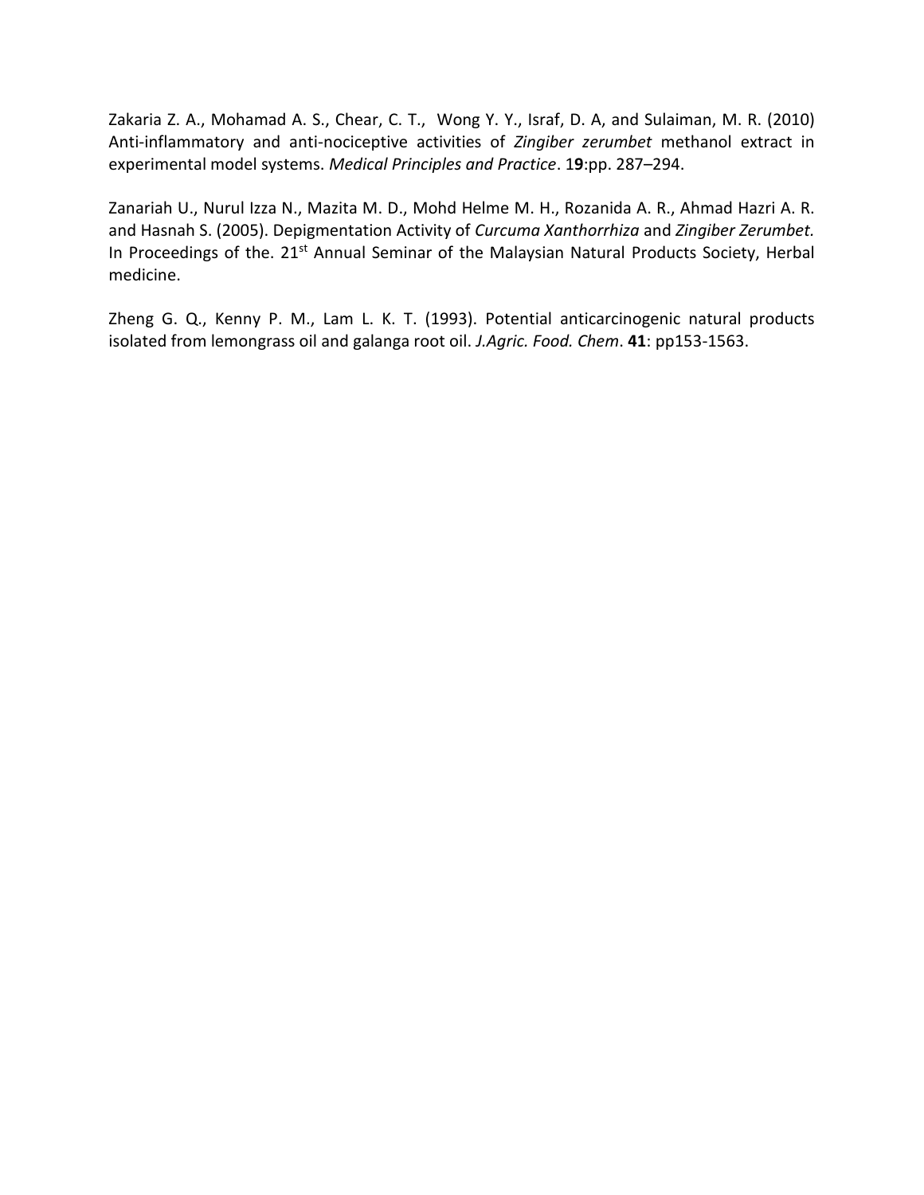Zakaria Z. A., Mohamad A. S., Chear, C. T., Wong Y. Y., Israf, D. A, and Sulaiman, M. R. (2010) Anti-inflammatory and anti-nociceptive activities of *Zingiber zerumbet* methanol extract in experimental model systems. *Medical Principles and Practice*. 1**9**:pp. 287–294.

Zanariah U., Nurul Izza N., Mazita M. D., Mohd Helme M. H., Rozanida A. R., Ahmad Hazri A. R. and Hasnah S. (2005). Depigmentation Activity of *Curcuma Xanthorrhiza* and *Zingiber Zerumbet.* In Proceedings of the. 21st Annual Seminar of the Malaysian Natural Products Society, Herbal medicine.

Zheng G. Q., Kenny P. M., Lam L. K. T. (1993). Potential anticarcinogenic natural products isolated from lemongrass oil and galanga root oil. *J.Agric. Food. Chem*. **41**: pp153-1563.